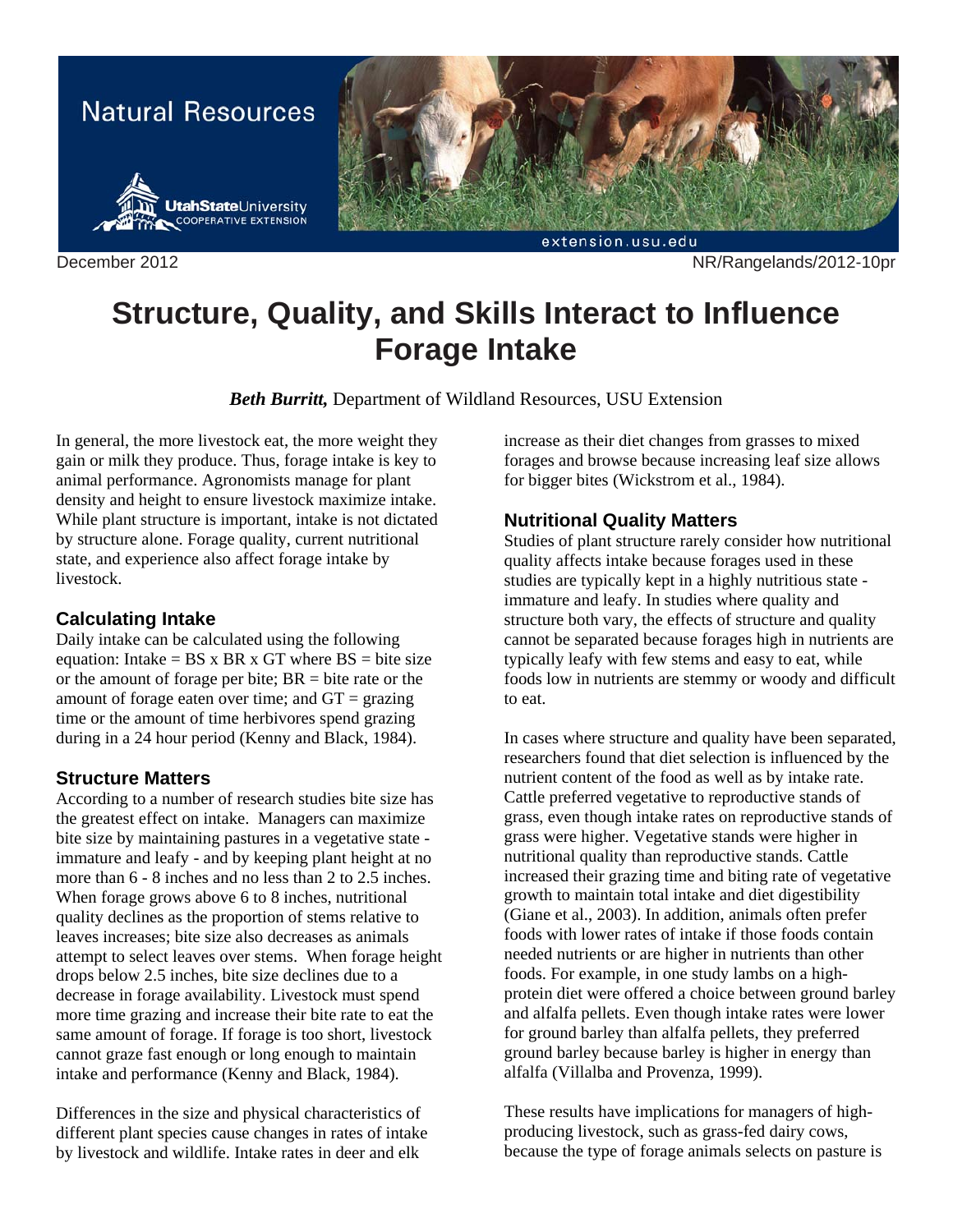Natural Resources

December 2012 NR/Rangelands/2012-10pr

# Structure, Quality, and Skills Interact to Influence Forage Intake

***Beth Burritt,*** Department of Wildland Resources, USU Extension

In general, the more livestock eat, the more weight they gain or milk they produce. Thus, forage intake is key to animal performance. Agronomists manage for plant density and height to ensure livestock maximize intake. While plant structure is important, intake is not dictated by structure alone. Forage quality, current nutritional state, and experience also affect forage intake by livestock.

## Calculating Intake

Daily intake can be calculated using the following equation: Intake = BS x BR x GT where BS = bite size or the amount of forage per bite; BR = bite rate or the amount of forage eaten over time; and GT = grazing time or the amount of time herbivores spend grazing during in a 24 hour period (Kenny and Black, 1984).

## Structure Matters

According to a number of research studies bite size has the greatest effect on intake. Managers can maximize bite size by maintaining pastures in a vegetative state - immature and leafy - and by keeping plant height at no more than 6 - 8 inches and no less than 2 to 2.5 inches. When forage grows above 6 to 8 inches, nutritional quality declines as the proportion of stems relative to leaves increases; bite size also decreases as animals attempt to select leaves over stems. When forage height drops below 2.5 inches, bite size declines due to a decrease in forage availability. Livestock must spend more time grazing and increase their bite rate to eat the same amount of forage. If forage is too short, livestock cannot graze fast enough or long enough to maintain intake and performance (Kenny and Black, 1984).

Differences in the size and physical characteristics of different plant species cause changes in rates of intake by livestock and wildlife. Intake rates in deer and elk increase as their diet changes from grasses to mixed forages and browse because increasing leaf size allows for bigger bites (Wickstrom et al., 1984).

## Nutritional Quality Matters

Studies of plant structure rarely consider how nutritional quality affects intake because forages used in these studies are typically kept in a highly nutritious state - immature and leafy. In studies where quality and structure both vary, the effects of structure and quality cannot be separated because forages high in nutrients are typically leafy with few stems and easy to eat, while foods low in nutrients are stemmy or woody and difficult to eat.

In cases where structure and quality have been separated, researchers found that diet selection is influenced by the nutrient content of the food as well as by intake rate. Cattle preferred vegetative to reproductive stands of grass, even though intake rates on reproductive stands of grass were higher. Vegetative stands were higher in nutritional quality than reproductive stands. Cattle increased their grazing time and biting rate of vegetative growth to maintain total intake and diet digestibility (Giane et al., 2003). In addition, animals often prefer foods with lower rates of intake if those foods contain needed nutrients or are higher in nutrients than other foods. For example, in one study lambs on a high-protein diet were offered a choice between ground barley and alfalfa pellets. Even though intake rates were lower for ground barley than alfalfa pellets, they preferred ground barley because barley is higher in energy than alfalfa (Villalba and Provenza, 1999).

These results have implications for managers of high-producing livestock, such as grass-fed dairy cows, because the type of forage animals selects on pasture is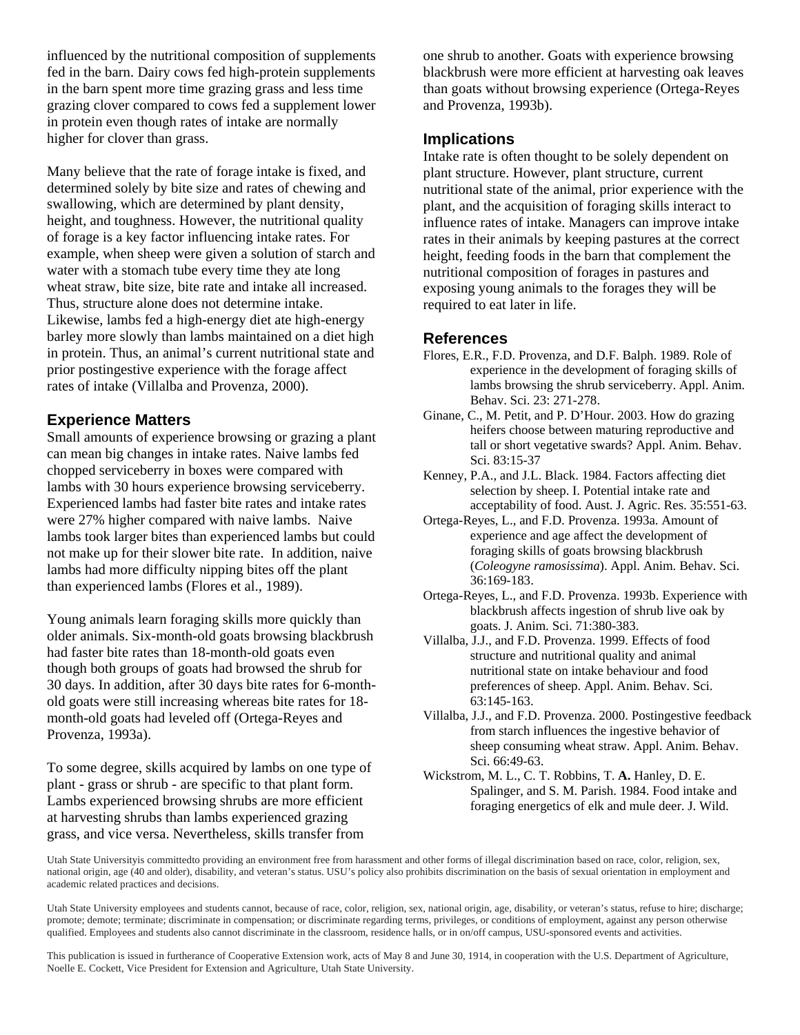influenced by the nutritional composition of supplements fed in the barn. Dairy cows fed high-protein supplements in the barn spent more time grazing grass and less time grazing clover compared to cows fed a supplement lower in protein even though rates of intake are normally higher for clover than grass.

Many believe that the rate of forage intake is fixed, and determined solely by bite size and rates of chewing and swallowing, which are determined by plant density, height, and toughness. However, the nutritional quality of forage is a key factor influencing intake rates. For example, when sheep were given a solution of starch and water with a stomach tube every time they ate long wheat straw, bite size, bite rate and intake all increased. Thus, structure alone does not determine intake. Likewise, lambs fed a high-energy diet ate high-energy barley more slowly than lambs maintained on a diet high in protein. Thus, an animal's current nutritional state and prior postingestive experience with the forage affect rates of intake (Villalba and Provenza, 2000).

## Experience Matters

Small amounts of experience browsing or grazing a plant can mean big changes in intake rates. Naive lambs fed chopped serviceberry in boxes were compared with lambs with 30 hours experience browsing serviceberry. Experienced lambs had faster bite rates and intake rates were 27% higher compared with naive lambs. Naive lambs took larger bites than experienced lambs but could not make up for their slower bite rate. In addition, naive lambs had more difficulty nipping bites off the plant than experienced lambs (Flores et al., 1989).

Young animals learn foraging skills more quickly than older animals. Six-month-old goats browsing blackbrush had faster bite rates than 18-month-old goats even though both groups of goats had browsed the shrub for 30 days. In addition, after 30 days bite rates for 6-month-old goats were still increasing whereas bite rates for 18-month-old goats had leveled off (Ortega-Reyes and Provenza, 1993a).

To some degree, skills acquired by lambs on one type of plant - grass or shrub - are specific to that plant form. Lambs experienced browsing shrubs are more efficient at harvesting shrubs than lambs experienced grazing grass, and vice versa. Nevertheless, skills transfer from one shrub to another. Goats with experience browsing blackbrush were more efficient at harvesting oak leaves than goats without browsing experience (Ortega-Reyes and Provenza, 1993b).

## Implications

Intake rate is often thought to be solely dependent on plant structure. However, plant structure, current nutritional state of the animal, prior experience with the plant, and the acquisition of foraging skills interact to influence rates of intake. Managers can improve intake rates in their animals by keeping pastures at the correct height, feeding foods in the barn that complement the nutritional composition of forages in pastures and exposing young animals to the forages they will be required to eat later in life.

## References

Flores, E.R., F.D. Provenza, and D.F. Balph. 1989. Role of experience in the development of foraging skills of lambs browsing the shrub serviceberry. Appl. Anim. Behav. Sci. 23: 271-278.

Ginane, C., M. Petit, and P. D'Hour. 2003. How do grazing heifers choose between maturing reproductive and tall or short vegetative swards? Appl. Anim. Behav. Sci. 83:15-37

Kenney, P.A., and J.L. Black. 1984. Factors affecting diet selection by sheep. I. Potential intake rate and acceptability of food. Aust. J. Agric. Res. 35:551-63.

Ortega-Reyes, L., and F.D. Provenza. 1993a. Amount of experience and age affect the development of foraging skills of goats browsing blackbrush (*Coleogyne ramosissima*). Appl. Anim. Behav. Sci. 36:169-183.

Ortega-Reyes, L., and F.D. Provenza. 1993b. Experience with blackbrush affects ingestion of shrub live oak by goats. J. Anim. Sci. 71:380-383.

Villalba, J.J., and F.D. Provenza. 1999. Effects of food structure and nutritional quality and animal nutritional state on intake behaviour and food preferences of sheep. Appl. Anim. Behav. Sci. 63:145-163.

Villalba, J.J., and F.D. Provenza. 2000. Postingestive feedback from starch influences the ingestive behavior of sheep consuming wheat straw. Appl. Anim. Behav. Sci. 66:49-63.

Wickstrom, M. L., C. T. Robbins, T. **A.** Hanley, D. E. Spalinger, and S. M. Parish. 1984. Food intake and foraging energetics of elk and mule deer. J. Wild.

Utah State Universityis committedto providing an environment free from harassment and other forms of illegal discrimination based on race, color, religion, sex, national origin, age (40 and older), disability, and veteran's status. USU's policy also prohibits discrimination on the basis of sexual orientation in employment and academic related practices and decisions.

Utah State University employees and students cannot, because of race, color, religion, sex, national origin, age, disability, or veteran's status, refuse to hire; discharge; promote; demote; terminate; discriminate in compensation; or discriminate regarding terms, privileges, or conditions of employment, against any person otherwise qualified. Employees and students also cannot discriminate in the classroom, residence halls, or in on/off campus, USU-sponsored events and activities.

This publication is issued in furtherance of Cooperative Extension work, acts of May 8 and June 30, 1914, in cooperation with the U.S. Department of Agriculture, Noelle E. Cockett, Vice President for Extension and Agriculture, Utah State University.